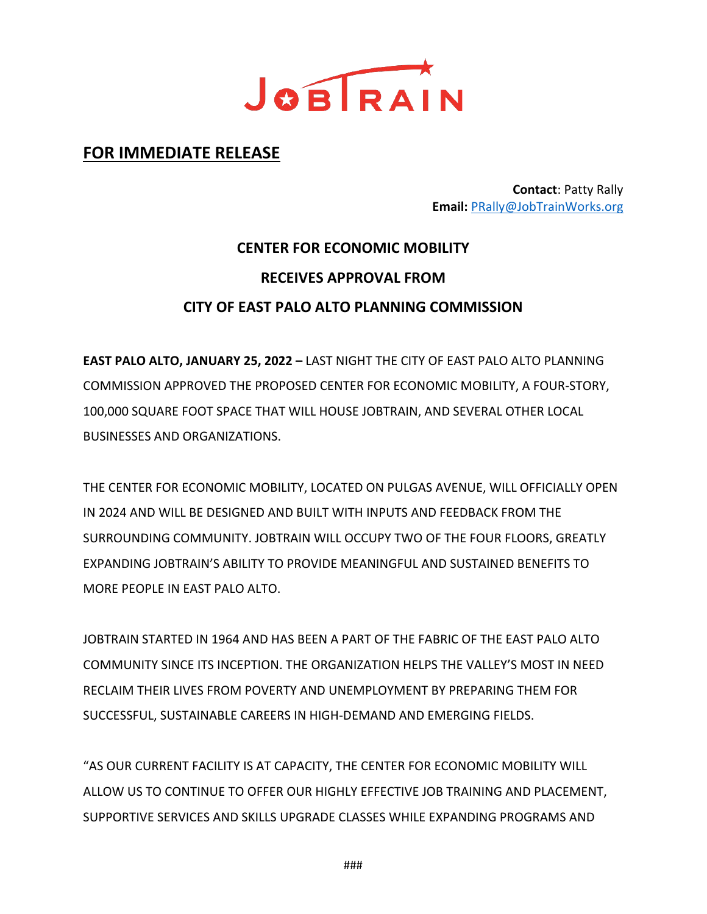JOBTRAIN

## FOR IMMEDIATE RELEASE

**Contact**: Patty Rally
**Email:** PRally@JobTrainWorks.org

# CENTER FOR ECONOMIC MOBILITY RECEIVES APPROVAL FROM CITY OF EAST PALO ALTO PLANNING COMMISSION

**EAST PALO ALTO, JANUARY 25, 2022 –** LAST NIGHT THE CITY OF EAST PALO ALTO PLANNING COMMISSION APPROVED THE PROPOSED CENTER FOR ECONOMIC MOBILITY, A FOUR-STORY, 100,000 SQUARE FOOT SPACE THAT WILL HOUSE JOBTRAIN, AND SEVERAL OTHER LOCAL BUSINESSES AND ORGANIZATIONS.

THE CENTER FOR ECONOMIC MOBILITY, LOCATED ON PULGAS AVENUE, WILL OFFICIALLY OPEN IN 2024 AND WILL BE DESIGNED AND BUILT WITH INPUTS AND FEEDBACK FROM THE SURROUNDING COMMUNITY. JOBTRAIN WILL OCCUPY TWO OF THE FOUR FLOORS, GREATLY EXPANDING JOBTRAIN'S ABILITY TO PROVIDE MEANINGFUL AND SUSTAINED BENEFITS TO MORE PEOPLE IN EAST PALO ALTO.

JOBTRAIN STARTED IN 1964 AND HAS BEEN A PART OF THE FABRIC OF THE EAST PALO ALTO COMMUNITY SINCE ITS INCEPTION. THE ORGANIZATION HELPS THE VALLEY'S MOST IN NEED RECLAIM THEIR LIVES FROM POVERTY AND UNEMPLOYMENT BY PREPARING THEM FOR SUCCESSFUL, SUSTAINABLE CAREERS IN HIGH-DEMAND AND EMERGING FIELDS.

"AS OUR CURRENT FACILITY IS AT CAPACITY, THE CENTER FOR ECONOMIC MOBILITY WILL ALLOW US TO CONTINUE TO OFFER OUR HIGHLY EFFECTIVE JOB TRAINING AND PLACEMENT, SUPPORTIVE SERVICES AND SKILLS UPGRADE CLASSES WHILE EXPANDING PROGRAMS AND

###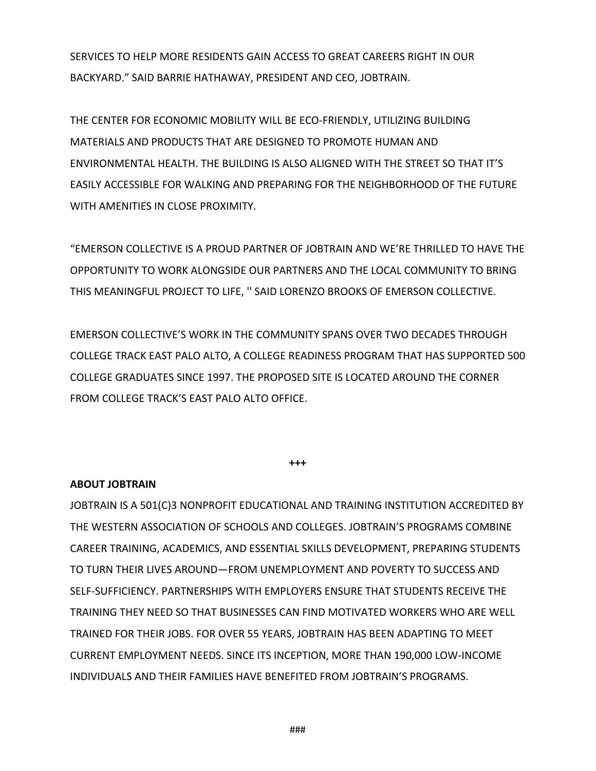SERVICES TO HELP MORE RESIDENTS GAIN ACCESS TO GREAT CAREERS RIGHT IN OUR BACKYARD." SAID BARRIE HATHAWAY, PRESIDENT AND CEO, JOBTRAIN.

THE CENTER FOR ECONOMIC MOBILITY WILL BE ECO-FRIENDLY, UTILIZING BUILDING MATERIALS AND PRODUCTS THAT ARE DESIGNED TO PROMOTE HUMAN AND ENVIRONMENTAL HEALTH. THE BUILDING IS ALSO ALIGNED WITH THE STREET SO THAT IT'S EASILY ACCESSIBLE FOR WALKING AND PREPARING FOR THE NEIGHBORHOOD OF THE FUTURE WITH AMENITIES IN CLOSE PROXIMITY.

"EMERSON COLLECTIVE IS A PROUD PARTNER OF JOBTRAIN AND WE'RE THRILLED TO HAVE THE OPPORTUNITY TO WORK ALONGSIDE OUR PARTNERS AND THE LOCAL COMMUNITY TO BRING THIS MEANINGFUL PROJECT TO LIFE, '' SAID LORENZO BROOKS OF EMERSON COLLECTIVE.

EMERSON COLLECTIVE'S WORK IN THE COMMUNITY SPANS OVER TWO DECADES THROUGH COLLEGE TRACK EAST PALO ALTO, A COLLEGE READINESS PROGRAM THAT HAS SUPPORTED 500 COLLEGE GRADUATES SINCE 1997. THE PROPOSED SITE IS LOCATED AROUND THE CORNER FROM COLLEGE TRACK'S EAST PALO ALTO OFFICE.

**+++**

**ABOUT JOBTRAIN**

JOBTRAIN IS A 501(C)3 NONPROFIT EDUCATIONAL AND TRAINING INSTITUTION ACCREDITED BY THE WESTERN ASSOCIATION OF SCHOOLS AND COLLEGES. JOBTRAIN'S PROGRAMS COMBINE CAREER TRAINING, ACADEMICS, AND ESSENTIAL SKILLS DEVELOPMENT, PREPARING STUDENTS TO TURN THEIR LIVES AROUND—FROM UNEMPLOYMENT AND POVERTY TO SUCCESS AND SELF-SUFFICIENCY. PARTNERSHIPS WITH EMPLOYERS ENSURE THAT STUDENTS RECEIVE THE TRAINING THEY NEED SO THAT BUSINESSES CAN FIND MOTIVATED WORKERS WHO ARE WELL TRAINED FOR THEIR JOBS. FOR OVER 55 YEARS, JOBTRAIN HAS BEEN ADAPTING TO MEET CURRENT EMPLOYMENT NEEDS. SINCE ITS INCEPTION, MORE THAN 190,000 LOW-INCOME INDIVIDUALS AND THEIR FAMILIES HAVE BENEFITED FROM JOBTRAIN'S PROGRAMS.

###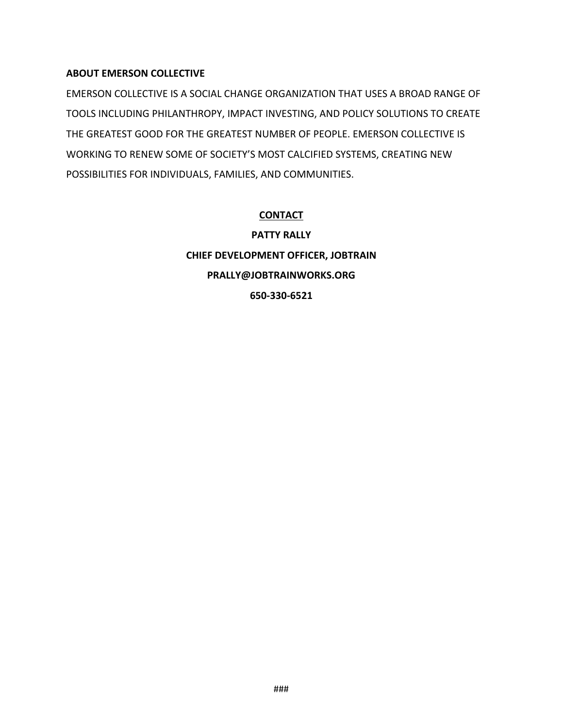**ABOUT EMERSON COLLECTIVE**

EMERSON COLLECTIVE IS A SOCIAL CHANGE ORGANIZATION THAT USES A BROAD RANGE OF TOOLS INCLUDING PHILANTHROPY, IMPACT INVESTING, AND POLICY SOLUTIONS TO CREATE THE GREATEST GOOD FOR THE GREATEST NUMBER OF PEOPLE. EMERSON COLLECTIVE IS WORKING TO RENEW SOME OF SOCIETY'S MOST CALCIFIED SYSTEMS, CREATING NEW POSSIBILITIES FOR INDIVIDUALS, FAMILIES, AND COMMUNITIES.

**CONTACT**

**PATTY RALLY**

**CHIEF DEVELOPMENT OFFICER, JOBTRAIN**

**PRALLY@JOBTRAINWORKS.ORG**

**650-330-6521**

###